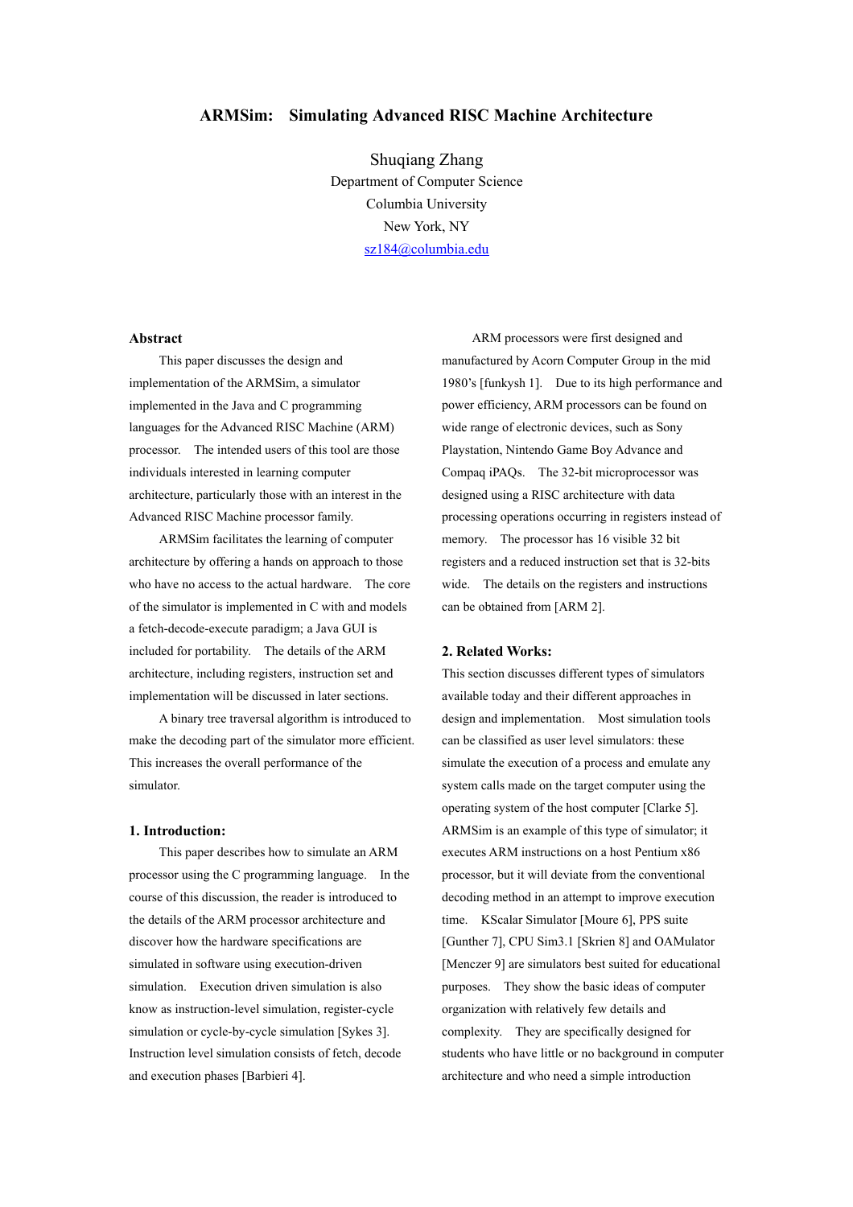# ARMSim: Simulating Advanced RISC Machine Architecture

Shuqiang Zhang
Department of Computer Science
Columbia University
New York, NY
sz184@columbia.edu

## Abstract

This paper discusses the design and implementation of the ARMSim, a simulator implemented in the Java and C programming languages for the Advanced RISC Machine (ARM) processor. The intended users of this tool are those individuals interested in learning computer architecture, particularly those with an interest in the Advanced RISC Machine processor family.

ARMSim facilitates the learning of computer architecture by offering a hands on approach to those who have no access to the actual hardware. The core of the simulator is implemented in C with and models a fetch-decode-execute paradigm; a Java GUI is included for portability. The details of the ARM architecture, including registers, instruction set and implementation will be discussed in later sections.

A binary tree traversal algorithm is introduced to make the decoding part of the simulator more efficient. This increases the overall performance of the simulator.

## 1. Introduction:

This paper describes how to simulate an ARM processor using the C programming language. In the course of this discussion, the reader is introduced to the details of the ARM processor architecture and discover how the hardware specifications are simulated in software using execution-driven simulation. Execution driven simulation is also know as instruction-level simulation, register-cycle simulation or cycle-by-cycle simulation [Sykes 3]. Instruction level simulation consists of fetch, decode and execution phases [Barbieri 4].

ARM processors were first designed and manufactured by Acorn Computer Group in the mid 1980's [funkysh 1]. Due to its high performance and power efficiency, ARM processors can be found on wide range of electronic devices, such as Sony Playstation, Nintendo Game Boy Advance and Compaq iPAQs. The 32-bit microprocessor was designed using a RISC architecture with data processing operations occurring in registers instead of memory. The processor has 16 visible 32 bit registers and a reduced instruction set that is 32-bits wide. The details on the registers and instructions can be obtained from [ARM 2].

## 2. Related Works:

This section discusses different types of simulators available today and their different approaches in design and implementation. Most simulation tools can be classified as user level simulators: these simulate the execution of a process and emulate any system calls made on the target computer using the operating system of the host computer [Clarke 5]. ARMSim is an example of this type of simulator; it executes ARM instructions on a host Pentium x86 processor, but it will deviate from the conventional decoding method in an attempt to improve execution time. KScalar Simulator [Moure 6], PPS suite [Gunther 7], CPU Sim3.1 [Skrien 8] and OAMulator [Menczer 9] are simulators best suited for educational purposes. They show the basic ideas of computer organization with relatively few details and complexity. They are specifically designed for students who have little or no background in computer architecture and who need a simple introduction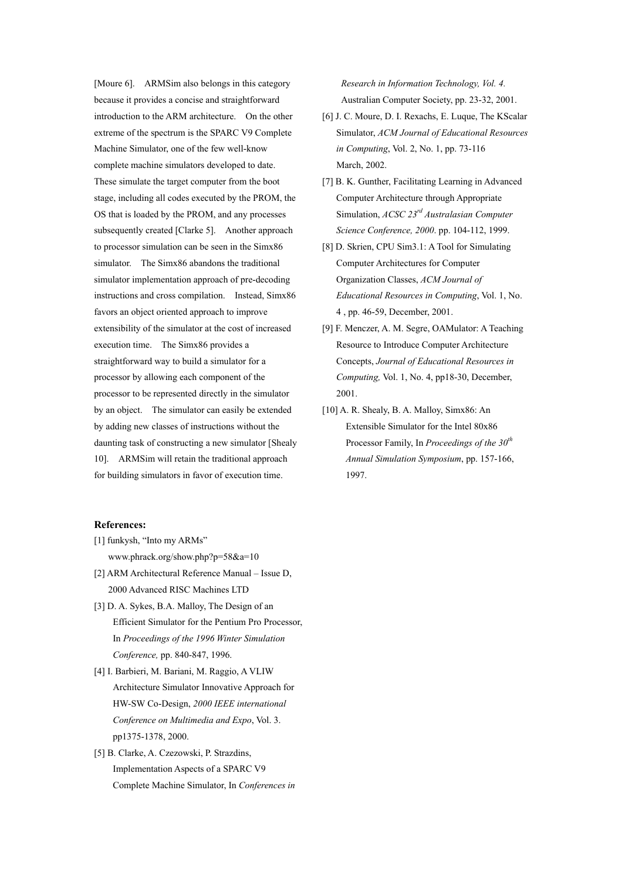[Moure 6]. ARMSim also belongs in this category because it provides a concise and straightforward introduction to the ARM architecture. On the other extreme of the spectrum is the SPARC V9 Complete Machine Simulator, one of the few well-know complete machine simulators developed to date. These simulate the target computer from the boot stage, including all codes executed by the PROM, the OS that is loaded by the PROM, and any processes subsequently created [Clarke 5]. Another approach to processor simulation can be seen in the Simx86 simulator. The Simx86 abandons the traditional simulator implementation approach of pre-decoding instructions and cross compilation. Instead, Simx86 favors an object oriented approach to improve extensibility of the simulator at the cost of increased execution time. The Simx86 provides a straightforward way to build a simulator for a processor by allowing each component of the processor to be represented directly in the simulator by an object. The simulator can easily be extended by adding new classes of instructions without the daunting task of constructing a new simulator [Shealy 10]. ARMSim will retain the traditional approach for building simulators in favor of execution time.

**References:**

[1] funkysh, "Into my ARMs" www.phrack.org/show.php?p=58&a=10

[2] ARM Architectural Reference Manual – Issue D, 2000 Advanced RISC Machines LTD

[3] D. A. Sykes, B.A. Malloy, The Design of an Efficient Simulator for the Pentium Pro Processor, In *Proceedings of the 1996 Winter Simulation Conference,* pp. 840-847, 1996.

[4] I. Barbieri, M. Bariani, M. Raggio, A VLIW Architecture Simulator Innovative Approach for HW-SW Co-Design, *2000 IEEE international Conference on Multimedia and Expo*, Vol. 3. pp1375-1378, 2000.

[5] B. Clarke, A. Czezowski, P. Strazdins, Implementation Aspects of a SPARC V9 Complete Machine Simulator, In *Conferences in Research in Information Technology, Vol. 4.* Australian Computer Society, pp. 23-32, 2001.

[6] J. C. Moure, D. I. Rexachs, E. Luque, The KScalar Simulator, *ACM Journal of Educational Resources in Computing*, Vol. 2, No. 1, pp. 73-116 March, 2002.

[7] B. K. Gunther, Facilitating Learning in Advanced Computer Architecture through Appropriate Simulation, *ACSC 23rd Australasian Computer Science Conference, 2000*. pp. 104-112, 1999.

[8] D. Skrien, CPU Sim3.1: A Tool for Simulating Computer Architectures for Computer Organization Classes, *ACM Journal of Educational Resources in Computing*, Vol. 1, No. 4 , pp. 46-59, December, 2001.

[9] F. Menczer, A. M. Segre, OAMulator: A Teaching Resource to Introduce Computer Architecture Concepts, *Journal of Educational Resources in Computing,* Vol. 1, No. 4, pp18-30, December, 2001.

[10] A. R. Shealy, B. A. Malloy, Simx86: An Extensible Simulator for the Intel 80x86 Processor Family, In *Proceedings of the 30th Annual Simulation Symposium*, pp. 157-166, 1997.